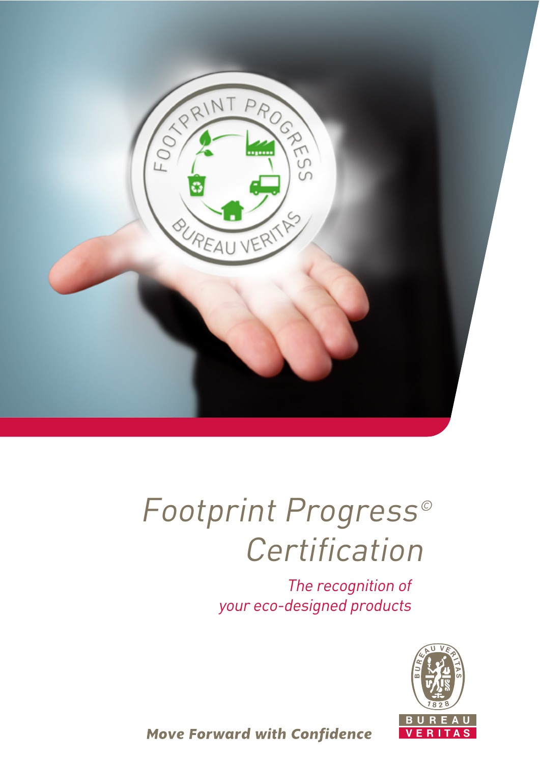# Footprint Progress© Certification

*The recognition of your eco-designed products*

***Move Forward with Confidence***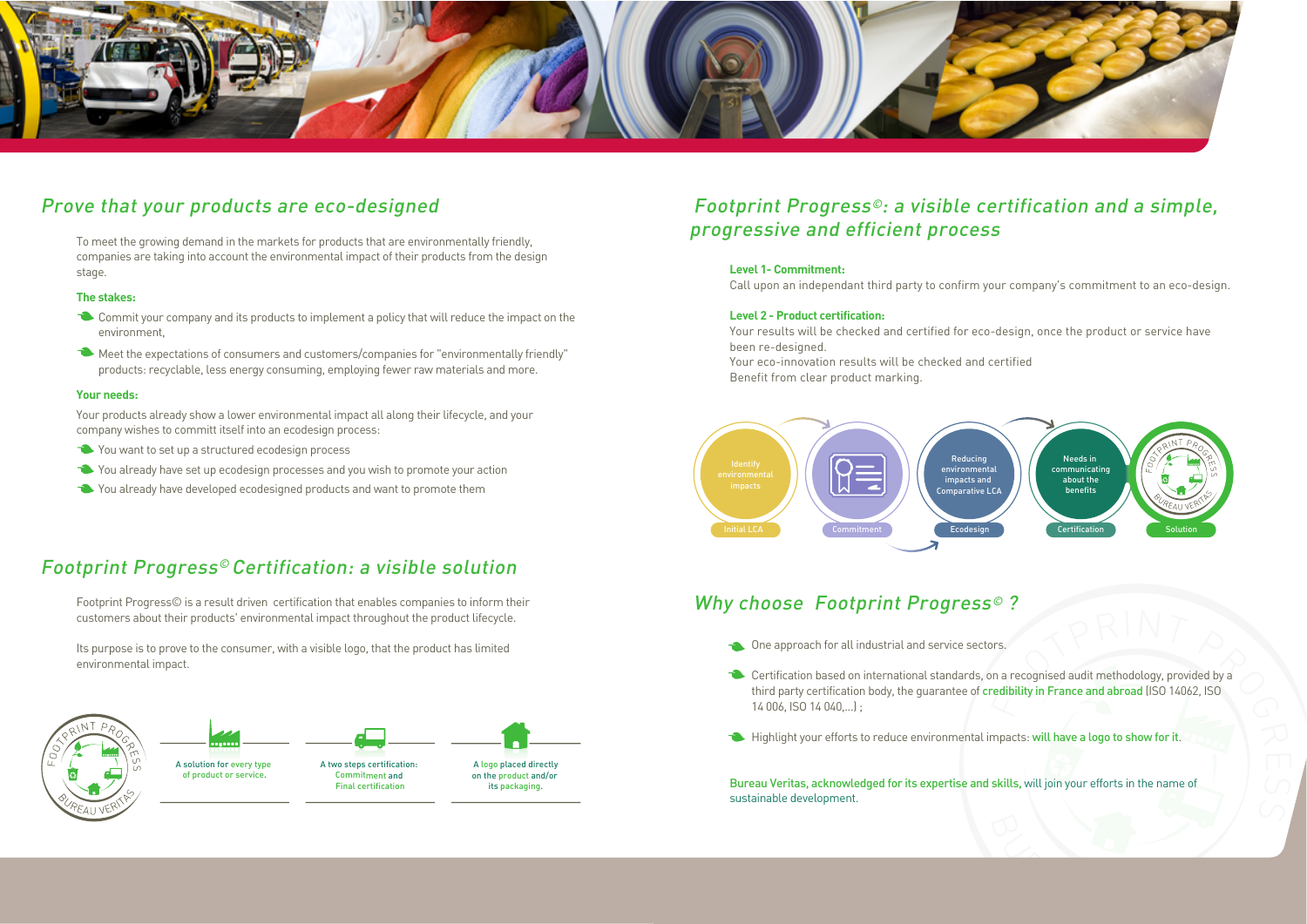## Prove that your products are eco-designed

To meet the growing demand in the markets for products that are environmentally friendly, companies are taking into account the environmental impact of their products from the design stage.

**The stakes:**

- Commit your company and its products to implement a policy that will reduce the impact on the environment,
- Meet the expectations of consumers and customers/companies for "environmentally friendly" products: recyclable, less energy consuming, employing fewer raw materials and more.

**Your needs:**

Your products already show a lower environmental impact all along their lifecycle, and your company wishes to committ itself into an ecodesign process:

- You want to set up a structured ecodesign process
- You already have set up ecodesign processes and you wish to promote your action
- You already have developed ecodesigned products and want to promote them

## Footprint Progress© Certification: a visible solution

Footprint Progress© is a result driven certification that enables companies to inform their customers about their products' environmental impact throughout the product lifecycle.

Its purpose is to prove to the consumer, with a visible logo, that the product has limited environmental impact.

A solution for every type of product or service.

A two steps certification: Commitment and Final certification

A logo placed directly on the product and/or its packaging.

## Footprint Progress©: a visible certification and a simple, progressive and efficient process

**Level 1- Commitment:**
Call upon an independant third party to confirm your company's commitment to an eco-design.

**Level 2 - Product certification:**
Your results will be checked and certified for eco-design, once the product or service have been re-designed.
Your eco-innovation results will be checked and certified
Benefit from clear product marking.

Initial LCA: Identify environmental impacts → Commitment → Ecodesign: Reducing environmental impacts and Comparative LCA → Certification: Needs in communicating about the benefits → Solution

## Why choose Footprint Progress© ?

- One approach for all industrial and service sectors.
- Certification based on international standards, on a recognised audit methodology, provided by a third party certification body, the guarantee of credibility in France and abroad (ISO 14062, ISO 14 006, ISO 14 040,...) ;
- Highlight your efforts to reduce environmental impacts: will have a logo to show for it.

Bureau Veritas, acknowledged for its expertise and skills, will join your efforts in the name of sustainable development.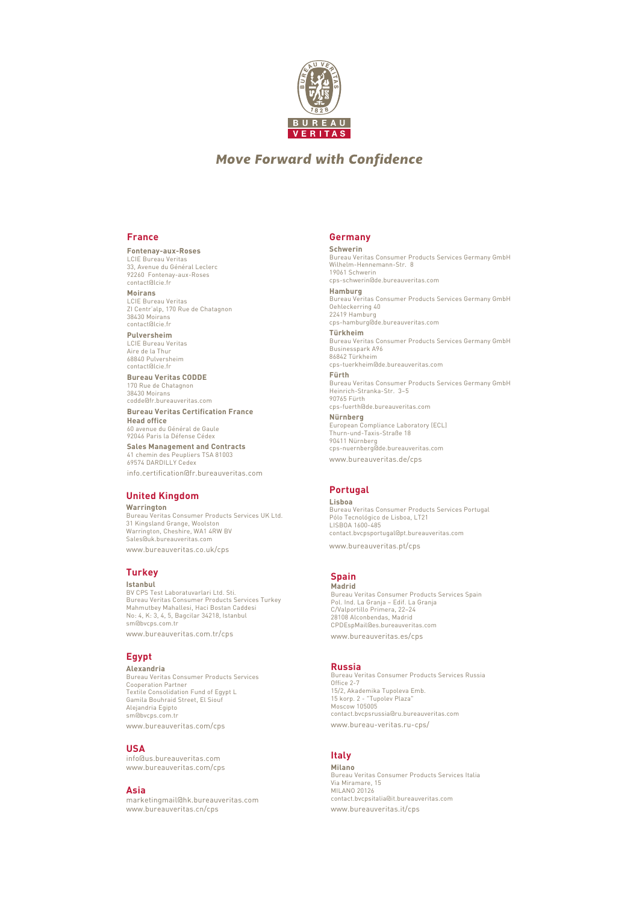BUREAU VERITAS

*Move Forward with Confidence*

## France

**Fontenay-aux-Roses**
LCIE Bureau Veritas
33, Avenue du Général Leclerc
92260 Fontenay-aux-Roses
contact@lcie.fr

**Moirans**
LCIE Bureau Veritas
ZI Centr'alp, 170 Rue de Chatagnon
38430 Moirans
contact@lcie.fr

**Pulversheim**
LCIE Bureau Veritas
Aire de la Thur
68840 Pulversheim
contact@lcie.fr

**Bureau Veritas CODDE**
170 Rue de Chatagnon
38430 Moirans
codde@fr.bureauveritas.com

**Bureau Veritas Certification France**
**Head office**
60 avenue du Général de Gaule
92046 Paris la Défense Cédex

**Sales Management and Contracts**
41 chemin des Peupliers TSA 81003
69574 DARDILLY Cedex

info.certification@fr.bureauveritas.com

## United Kingdom

**Warrington**
Bureau Veritas Consumer Products Services UK Ltd.
31 Kingsland Grange, Woolston
Warrington, Cheshire, WA1 4RW BV
Sales@uk.bureauveritas.com

www.bureauveritas.co.uk/cps

## Turkey

**Istanbul**
BV CPS Test Laboratuvarlari Ltd. Sti.
Bureau Veritas Consumer Products Services Turkey
Mahmutbey Mahallesi, Haci Bostan Caddesi
No: 4, K: 3, 4, 5, Bagcilar 34218, Istanbul
sm@bvcps.com.tr

www.bureauveritas.com.tr/cps

## Egypt

**Alexandria**
Bureau Veritas Consumer Products Services
Cooperation Partner
Textile Consolidation Fund of Egypt L
Gamila Bouhraid Street, El Siouf
Alejandria Egipto
sm@bvcps.com.tr

www.bureauveritas.com/cps

## USA

info@us.bureauveritas.com
www.bureauveritas.com/cps

## Asia

marketingmail@hk.bureauveritas.com
www.bureauveritas.cn/cps

## Germany

**Schwerin**
Bureau Veritas Consumer Products Services Germany GmbH
Wilhelm-Hennemann-Str. 8
19061 Schwerin
cps-schwerin@de.bureauveritas.com

**Hamburg**
Bureau Veritas Consumer Products Services Germany GmbH
Oehleckerring 40
22419 Hamburg
cps-hamburg@de.bureauveritas.com

**Türkheim**
Bureau Veritas Consumer Products Services Germany GmbH
Businesspark A96
86842 Türkheim
cps-tuerkheim@de.bureauveritas.com

**Fürth**
Bureau Veritas Consumer Products Services Germany GmbH
Heinrich-Stranka-Str. 3–5
90765 Fürth
cps-fuerth@de.bureauveritas.com

**Nürnberg**
European Compliance Laboratory (ECL)
Thurn-und-Taxis-Straße 18
90411 Nürnberg
cps-nuernberg@de.bureauveritas.com

www.bureauveritas.de/cps

## Portugal

**Lisboa**
Bureau Veritas Consumer Products Services Portugal
Pólo Tecnológico de Lisboa, LT21
LISBOA 1600-485
contact.bvcpsportugal@pt.bureauveritas.com

www.bureauveritas.pt/cps

## Spain

**Madrid**
Bureau Veritas Consumer Products Services Spain
Pol. Ind. La Granja – Edif. La Granja
C/Valportillo Primera, 22–24
28108 Alconbendas, Madrid
CPDEspMail@es.bureauveritas.com

www.bureauveritas.es/cps

## Russia

Bureau Veritas Consumer Products Services Russia
Office 2-7
15/2, Akademika Tupoleva Emb.
15 korp. 2 - "Tupolev Plaza"
Moscow 105005
contact.bvcpsrussia@ru.bureauveritas.com

www.bureau-veritas.ru-cps/

## Italy

**Milano**
Bureau Veritas Consumer Products Services Italia
Via Miramare, 15
MILANO 20126
contact.bvcpsitalia@it.bureauveritas.com

www.bureauveritas.it/cps